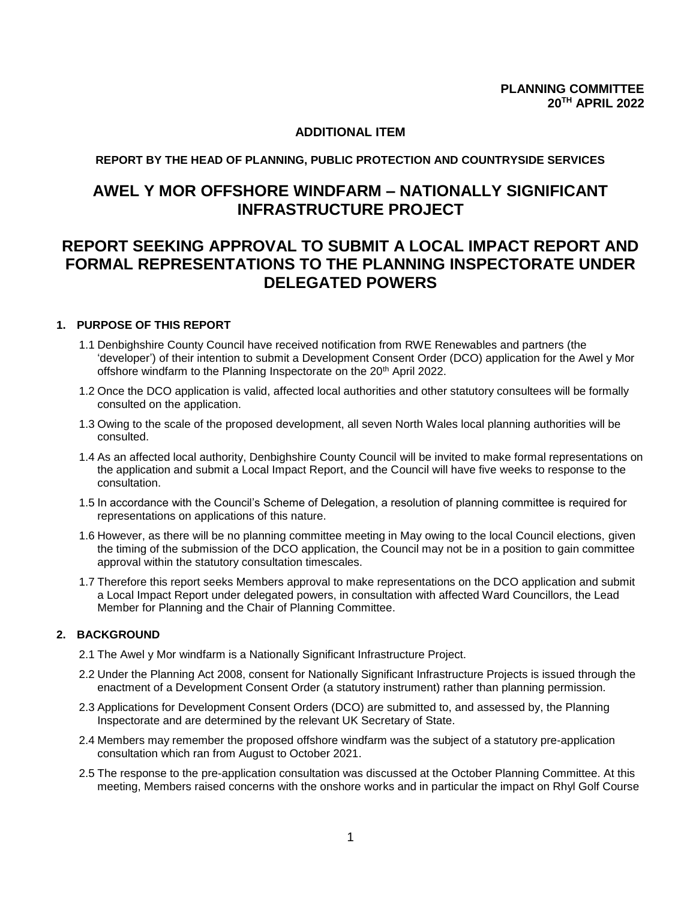**PLANNING COMMITTEE**
**20TH APRIL 2022**

**ADDITIONAL ITEM**

**REPORT BY THE HEAD OF PLANNING, PUBLIC PROTECTION AND COUNTRYSIDE SERVICES**

# AWEL Y MOR OFFSHORE WINDFARM – NATIONALLY SIGNIFICANT INFRASTRUCTURE PROJECT

# REPORT SEEKING APPROVAL TO SUBMIT A LOCAL IMPACT REPORT AND FORMAL REPRESENTATIONS TO THE PLANNING INSPECTORATE UNDER DELEGATED POWERS

## 1. PURPOSE OF THIS REPORT

1.1 Denbighshire County Council have received notification from RWE Renewables and partners (the 'developer') of their intention to submit a Development Consent Order (DCO) application for the Awel y Mor offshore windfarm to the Planning Inspectorate on the 20th April 2022.

1.2 Once the DCO application is valid, affected local authorities and other statutory consultees will be formally consulted on the application.

1.3 Owing to the scale of the proposed development, all seven North Wales local planning authorities will be consulted.

1.4 As an affected local authority, Denbighshire County Council will be invited to make formal representations on the application and submit a Local Impact Report, and the Council will have five weeks to response to the consultation.

1.5 In accordance with the Council's Scheme of Delegation, a resolution of planning committee is required for representations on applications of this nature.

1.6 However, as there will be no planning committee meeting in May owing to the local Council elections, given the timing of the submission of the DCO application, the Council may not be in a position to gain committee approval within the statutory consultation timescales.

1.7 Therefore this report seeks Members approval to make representations on the DCO application and submit a Local Impact Report under delegated powers, in consultation with affected Ward Councillors, the Lead Member for Planning and the Chair of Planning Committee.

## 2. BACKGROUND

2.1 The Awel y Mor windfarm is a Nationally Significant Infrastructure Project.

2.2 Under the Planning Act 2008, consent for Nationally Significant Infrastructure Projects is issued through the enactment of a Development Consent Order (a statutory instrument) rather than planning permission.

2.3 Applications for Development Consent Orders (DCO) are submitted to, and assessed by, the Planning Inspectorate and are determined by the relevant UK Secretary of State.

2.4 Members may remember the proposed offshore windfarm was the subject of a statutory pre-application consultation which ran from August to October 2021.

2.5 The response to the pre-application consultation was discussed at the October Planning Committee. At this meeting, Members raised concerns with the onshore works and in particular the impact on Rhyl Golf Course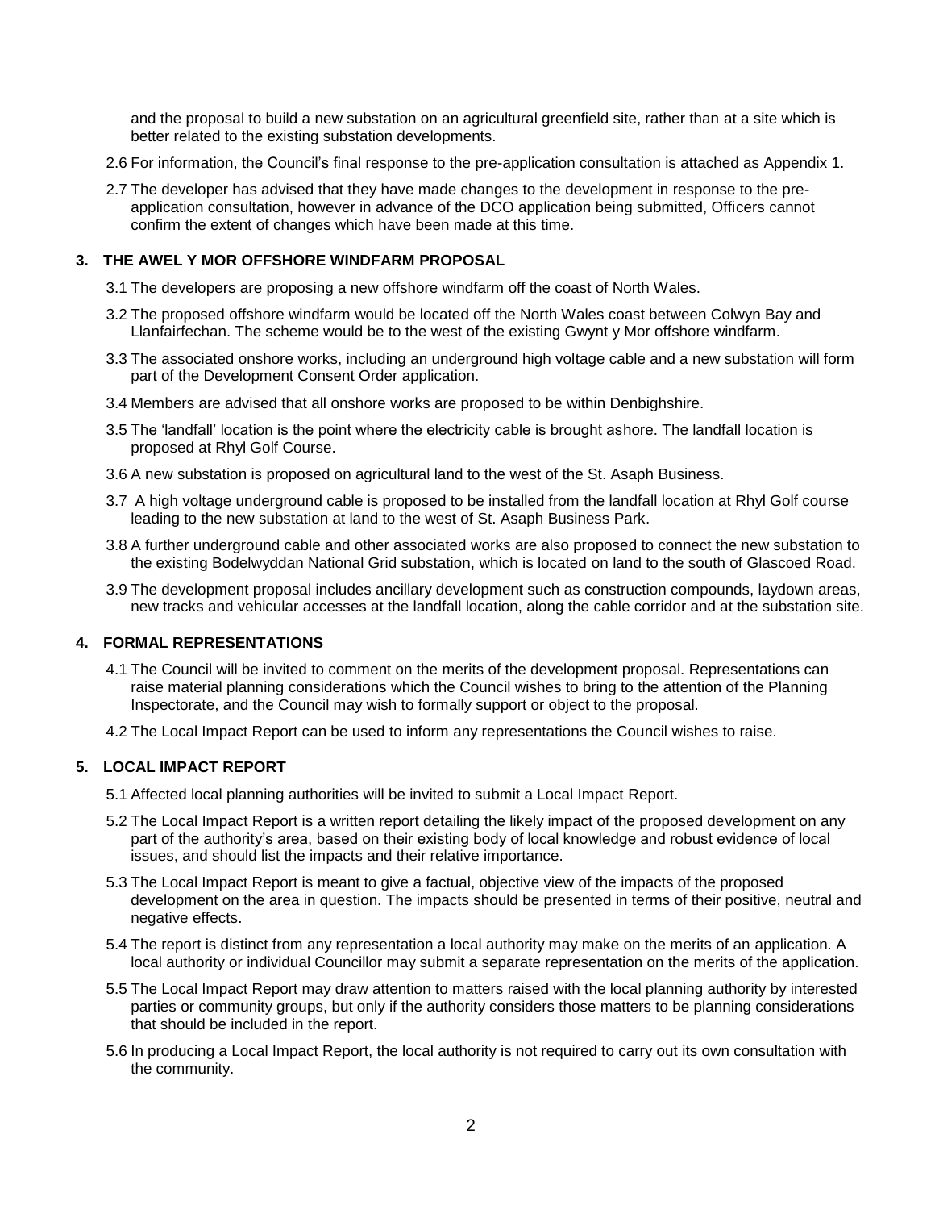and the proposal to build a new substation on an agricultural greenfield site, rather than at a site which is better related to the existing substation developments.

2.6 For information, the Council's final response to the pre-application consultation is attached as Appendix 1.

2.7 The developer has advised that they have made changes to the development in response to the pre-application consultation, however in advance of the DCO application being submitted, Officers cannot confirm the extent of changes which have been made at this time.

## 3. THE AWEL Y MOR OFFSHORE WINDFARM PROPOSAL

3.1 The developers are proposing a new offshore windfarm off the coast of North Wales.

3.2 The proposed offshore windfarm would be located off the North Wales coast between Colwyn Bay and Llanfairfechan. The scheme would be to the west of the existing Gwynt y Mor offshore windfarm.

3.3 The associated onshore works, including an underground high voltage cable and a new substation will form part of the Development Consent Order application.

3.4 Members are advised that all onshore works are proposed to be within Denbighshire.

3.5 The 'landfall' location is the point where the electricity cable is brought ashore. The landfall location is proposed at Rhyl Golf Course.

3.6 A new substation is proposed on agricultural land to the west of the St. Asaph Business.

3.7 A high voltage underground cable is proposed to be installed from the landfall location at Rhyl Golf course leading to the new substation at land to the west of St. Asaph Business Park.

3.8 A further underground cable and other associated works are also proposed to connect the new substation to the existing Bodelwyddan National Grid substation, which is located on land to the south of Glascoed Road.

3.9 The development proposal includes ancillary development such as construction compounds, laydown areas, new tracks and vehicular accesses at the landfall location, along the cable corridor and at the substation site.

## 4. FORMAL REPRESENTATIONS

4.1 The Council will be invited to comment on the merits of the development proposal. Representations can raise material planning considerations which the Council wishes to bring to the attention of the Planning Inspectorate, and the Council may wish to formally support or object to the proposal.

4.2 The Local Impact Report can be used to inform any representations the Council wishes to raise.

## 5. LOCAL IMPACT REPORT

5.1 Affected local planning authorities will be invited to submit a Local Impact Report.

5.2 The Local Impact Report is a written report detailing the likely impact of the proposed development on any part of the authority's area, based on their existing body of local knowledge and robust evidence of local issues, and should list the impacts and their relative importance.

5.3 The Local Impact Report is meant to give a factual, objective view of the impacts of the proposed development on the area in question. The impacts should be presented in terms of their positive, neutral and negative effects.

5.4 The report is distinct from any representation a local authority may make on the merits of an application. A local authority or individual Councillor may submit a separate representation on the merits of the application.

5.5 The Local Impact Report may draw attention to matters raised with the local planning authority by interested parties or community groups, but only if the authority considers those matters to be planning considerations that should be included in the report.

5.6 In producing a Local Impact Report, the local authority is not required to carry out its own consultation with the community.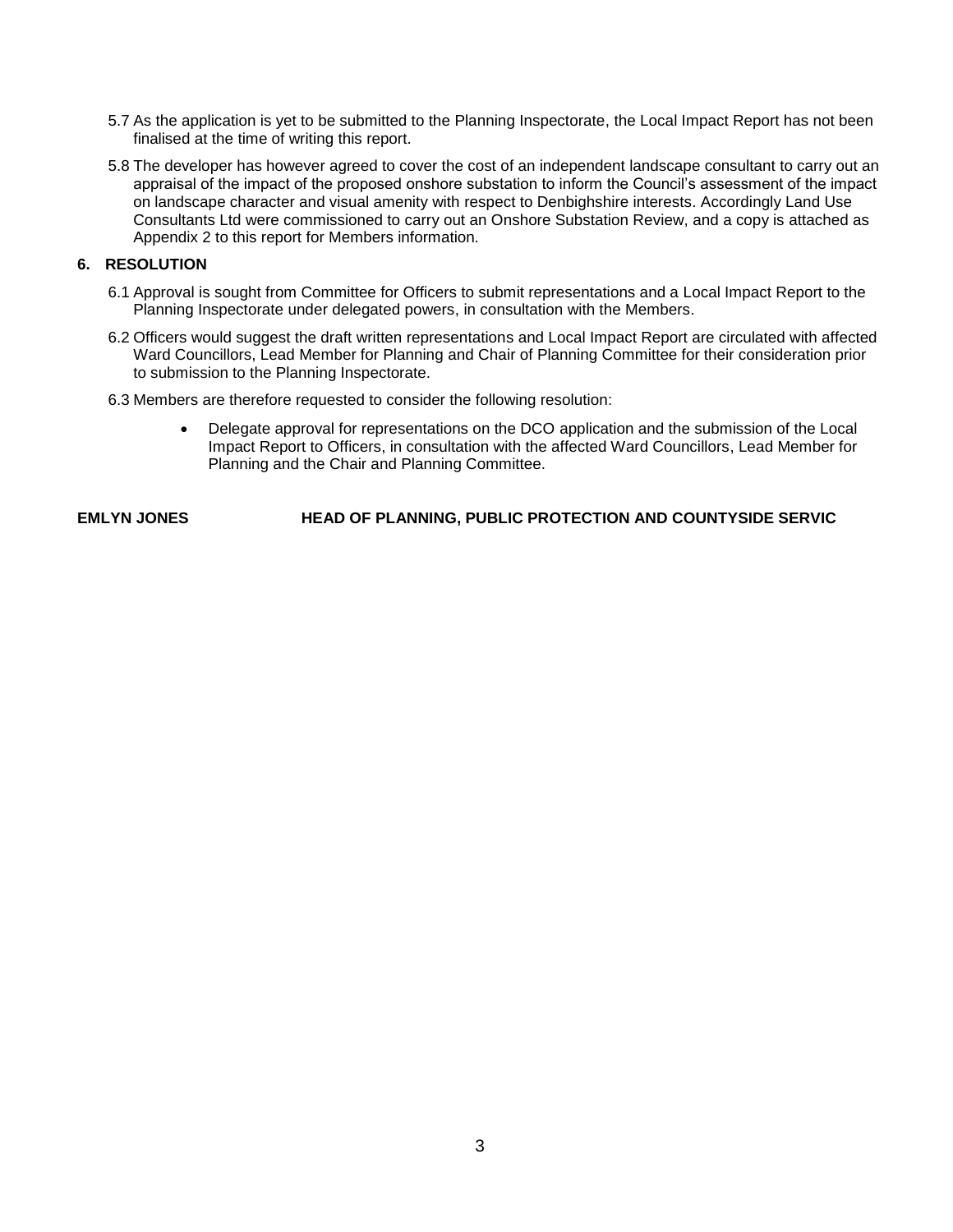5.7 As the application is yet to be submitted to the Planning Inspectorate, the Local Impact Report has not been finalised at the time of writing this report.

5.8 The developer has however agreed to cover the cost of an independent landscape consultant to carry out an appraisal of the impact of the proposed onshore substation to inform the Council's assessment of the impact on landscape character and visual amenity with respect to Denbighshire interests. Accordingly Land Use Consultants Ltd were commissioned to carry out an Onshore Substation Review, and a copy is attached as Appendix 2 to this report for Members information.

## 6. RESOLUTION

6.1 Approval is sought from Committee for Officers to submit representations and a Local Impact Report to the Planning Inspectorate under delegated powers, in consultation with the Members.

6.2 Officers would suggest the draft written representations and Local Impact Report are circulated with affected Ward Councillors, Lead Member for Planning and Chair of Planning Committee for their consideration prior to submission to the Planning Inspectorate.

6.3 Members are therefore requested to consider the following resolution:

- Delegate approval for representations on the DCO application and the submission of the Local Impact Report to Officers, in consultation with the affected Ward Councillors, Lead Member for Planning and the Chair and Planning Committee.

**EMLYN JONES HEAD OF PLANNING, PUBLIC PROTECTION AND COUNTYSIDE SERVIC**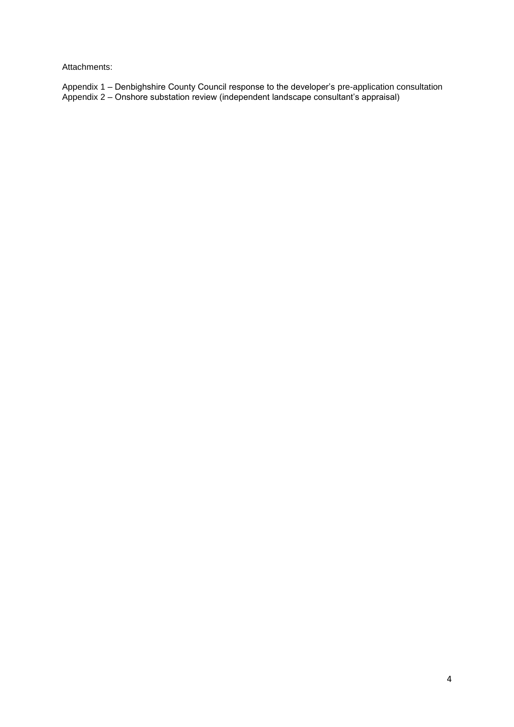Attachments:

Appendix 1 – Denbighshire County Council response to the developer's pre-application consultation
Appendix 2 – Onshore substation review (independent landscape consultant's appraisal)